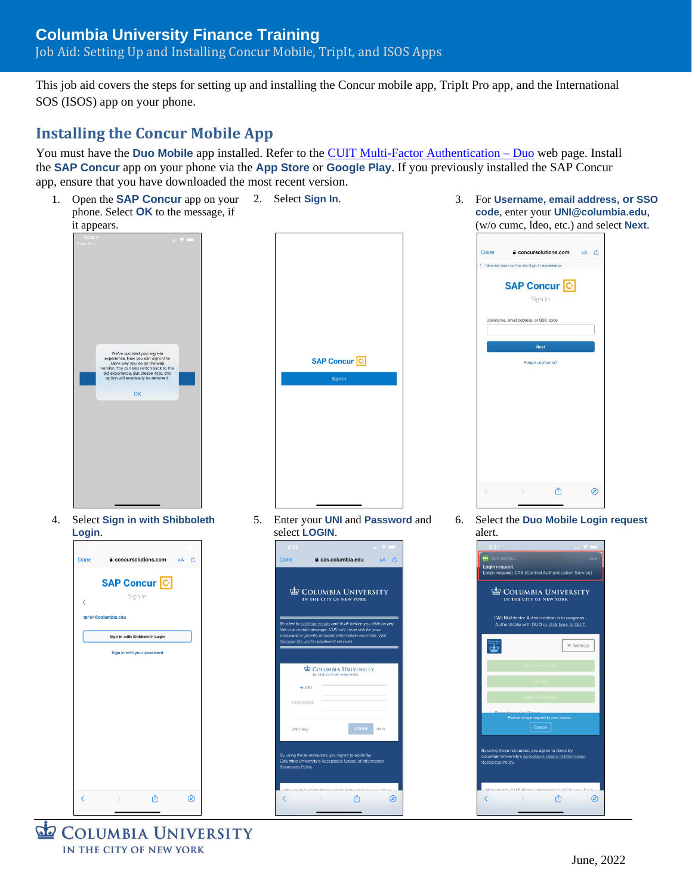# Columbia University Finance Training

Job Aid: Setting Up and Installing Concur Mobile, TripIt, and ISOS Apps

This job aid covers the steps for setting up and installing the Concur mobile app, TripIt Pro app, and the International SOS (ISOS) app on your phone.

## Installing the Concur Mobile App

You must have the **Duo Mobile** app installed. Refer to the CUIT Multi-Factor Authentication – Duo web page. Install the **SAP Concur** app on your phone via the **App Store** or **Google Play**. If you previously installed the SAP Concur app, ensure that you have downloaded the most recent version.

1. Open the **SAP Concur** app on your phone. Select **OK** to the message, if it appears.
2. Select **Sign In**.
3. For **Username, email address, or SSO code**, enter your **UNI@columbia.edu**, (w/o cumc, ldeo, etc.) and select **Next**.
4. Select **Sign in with Shibboleth Login**.
5. Enter your **UNI** and **Password** and select **LOGIN**.
6. Select the **Duo Mobile Login request** alert.

June, 2022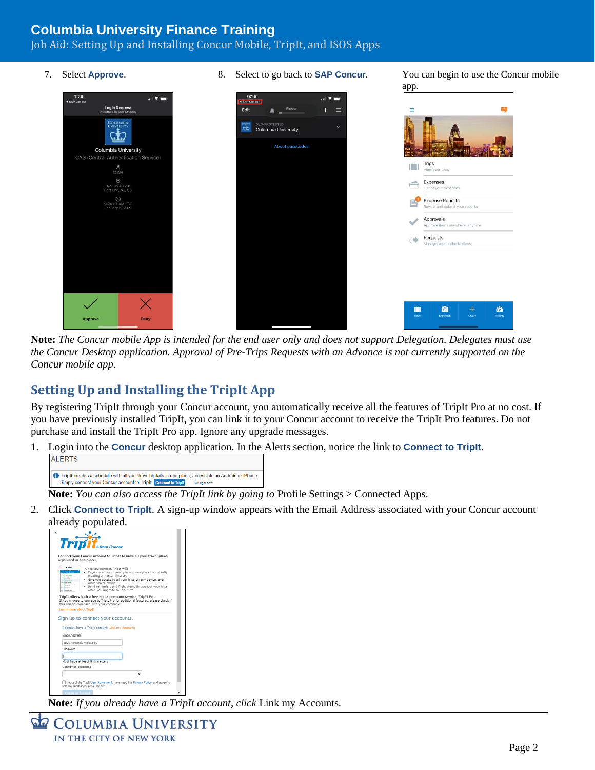7. Select **Approve**.

8. Select to go back to **SAP Concur**.

You can begin to use the Concur mobile app.

**Note:** *The Concur mobile App is intended for the end user only and does not support Delegation. Delegates must use the Concur Desktop application. Approval of Pre-Trips Requests with an Advance is not currently supported on the Concur mobile app.*

## Setting Up and Installing the TripIt App

By registering TripIt through your Concur account, you automatically receive all the features of TripIt Pro at no cost. If you have previously installed TripIt, you can link it to your Concur account to receive the TripIt Pro features. Do not purchase and install the TripIt Pro app. Ignore any upgrade messages.

1. Login into the **Concur** desktop application. In the Alerts section, notice the link to **Connect to TripIt**.

   **Note:** *You can also access the TripIt link by going to* Profile Settings > Connected Apps.

2. Click **Connect to TripIt**. A sign-up window appears with the Email Address associated with your Concur account already populated.

   **Note:** *If you already have a TripIt account, click* Link my Accounts.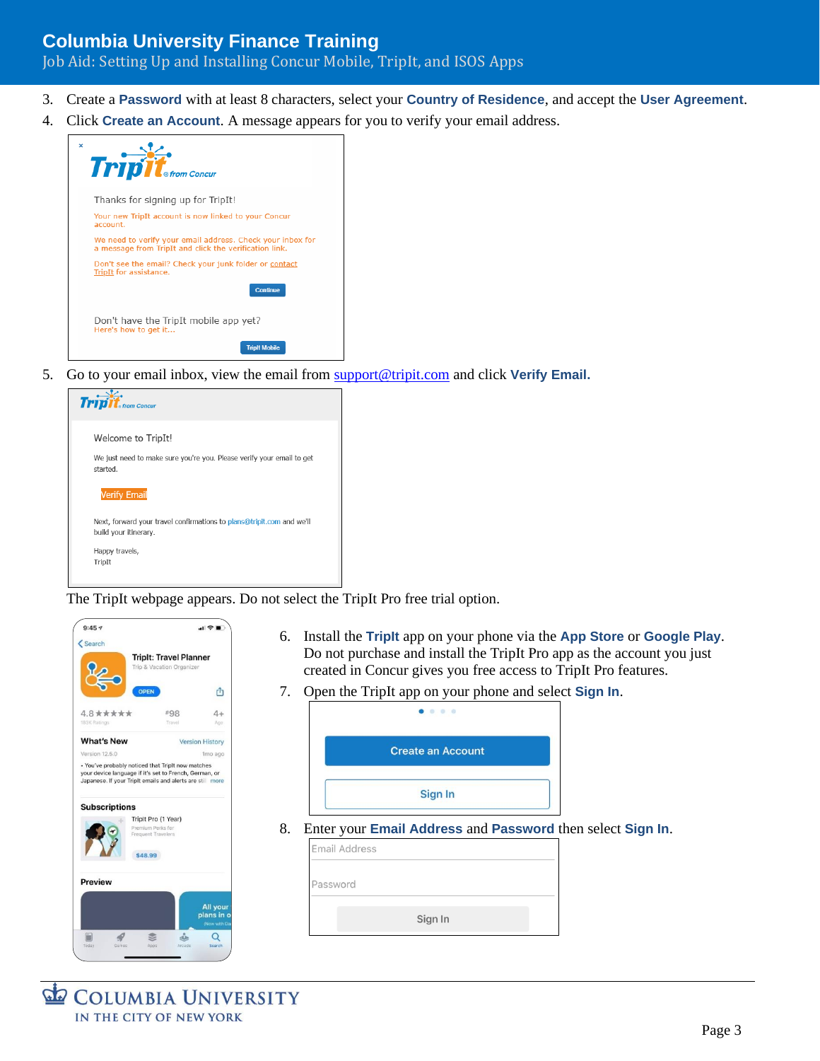3. Create a **Password** with at least 8 characters, select your **Country of Residence**, and accept the **User Agreement**.
4. Click **Create an Account**. A message appears for you to verify your email address.

Thanks for signing up for TripIt!

Your new TripIt account is now linked to your Concur account.

We need to verify your email address. Check your inbox for a message from TripIt and click the verification link.

Don't see the email? Check your junk folder or contact TripIt for assistance.

Continue

Don't have the TripIt mobile app yet?
Here's how to get it...

TripIt Mobile

5. Go to your email inbox, view the email from support@tripit.com and click **Verify Email.**

Welcome to TripIt!

We just need to make sure you're you. Please verify your email to get started.

Verify Email

Next, forward your travel confirmations to plans@tripit.com and we'll build your itinerary.

Happy travels,
TripIt

The TripIt webpage appears. Do not select the TripIt Pro free trial option.

6. Install the **TripIt** app on your phone via the **App Store** or **Google Play**. Do not purchase and install the TripIt Pro app as the account you just created in Concur gives you free access to TripIt Pro features.
7. Open the TripIt app on your phone and select **Sign In**.

Create an Account

Sign In

8. Enter your **Email Address** and **Password** then select **Sign In**.

Email Address

Password

Sign In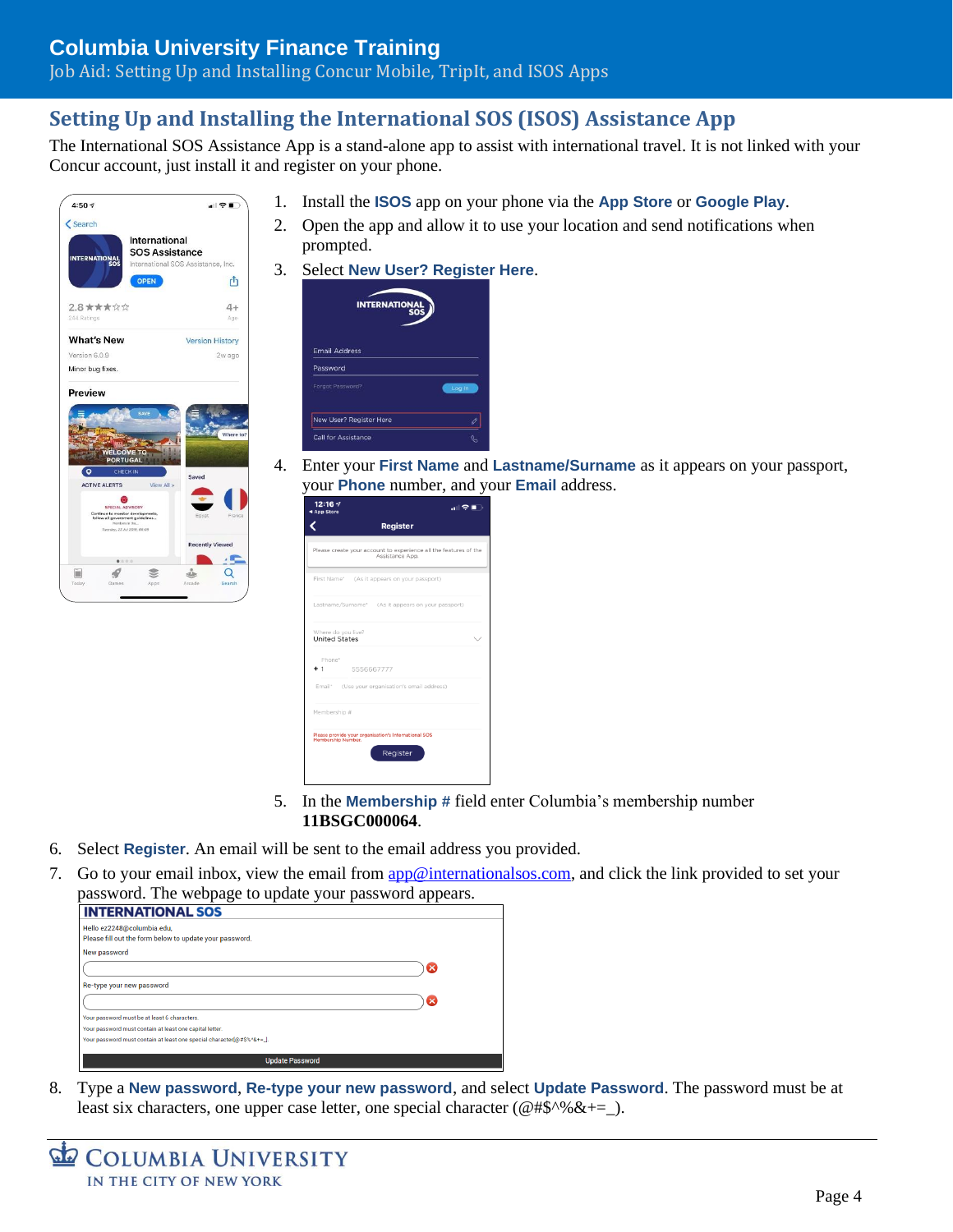## Setting Up and Installing the International SOS (ISOS) Assistance App

The International SOS Assistance App is a stand-alone app to assist with international travel. It is not linked with your Concur account, just install it and register on your phone.

1. Install the **ISOS** app on your phone via the **App Store** or **Google Play**.
2. Open the app and allow it to use your location and send notifications when prompted.
3. Select **New User? Register Here**.
4. Enter your **First Name** and **Lastname/Surname** as it appears on your passport, your **Phone** number, and your **Email** address.
5. In the **Membership #** field enter Columbia's membership number **11BSGC000064**.
6. Select **Register**. An email will be sent to the email address you provided.
7. Go to your email inbox, view the email from app@internationalsos.com, and click the link provided to set your password. The webpage to update your password appears.
8. Type a **New password**, **Re-type your new password**, and select **Update Password**. The password must be at least six characters, one upper case letter, one special character (@#$^%&+=_).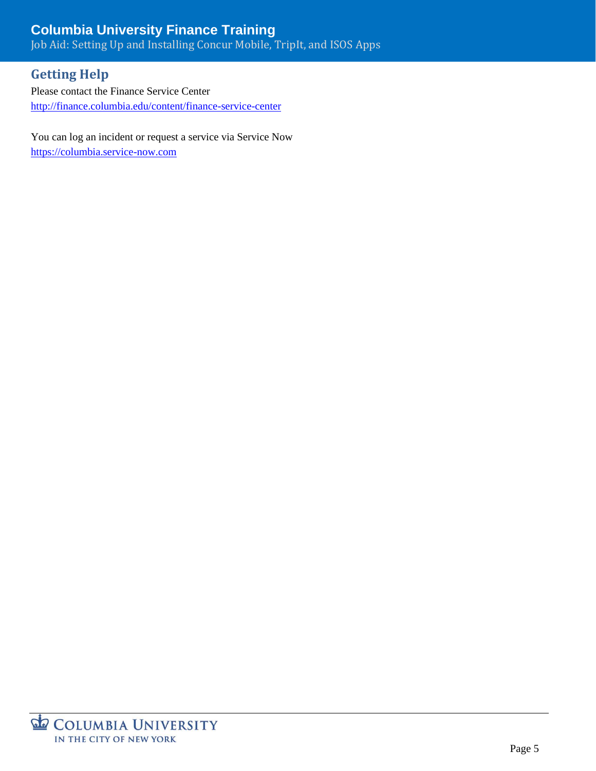## Getting Help

Please contact the Finance Service Center
http://finance.columbia.edu/content/finance-service-center

You can log an incident or request a service via Service Now
https://columbia.service-now.com